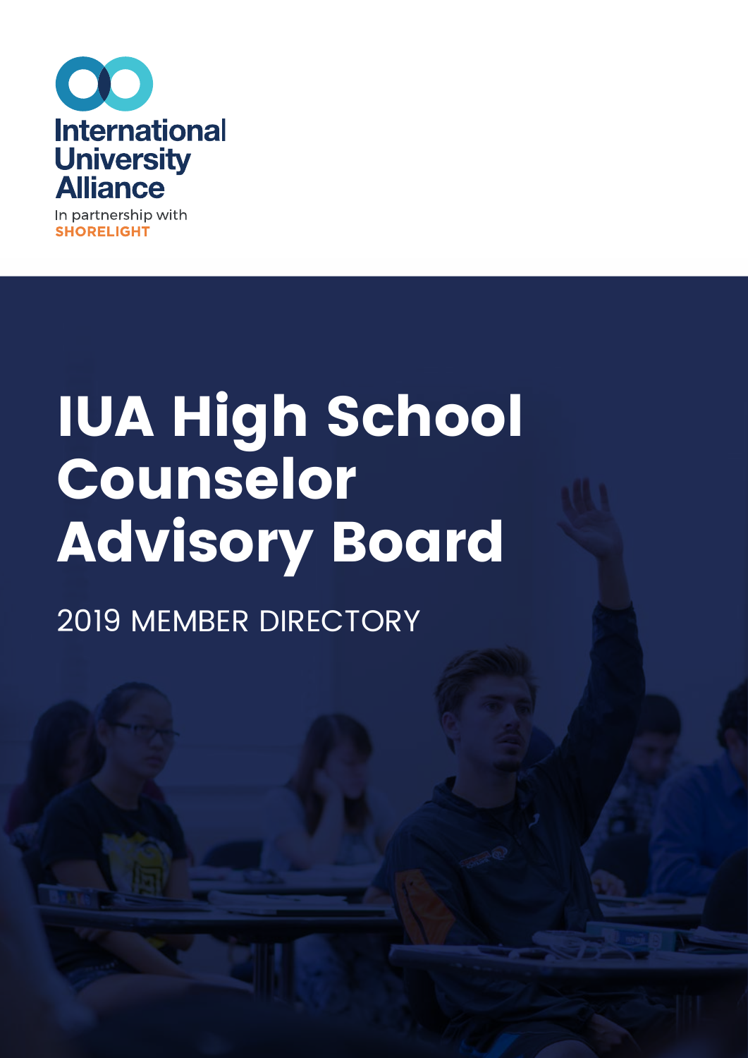International University Alliance

In partnership with

SHORELIGHT

# IUA High School Counselor Advisory Board

2019 MEMBER DIRECTORY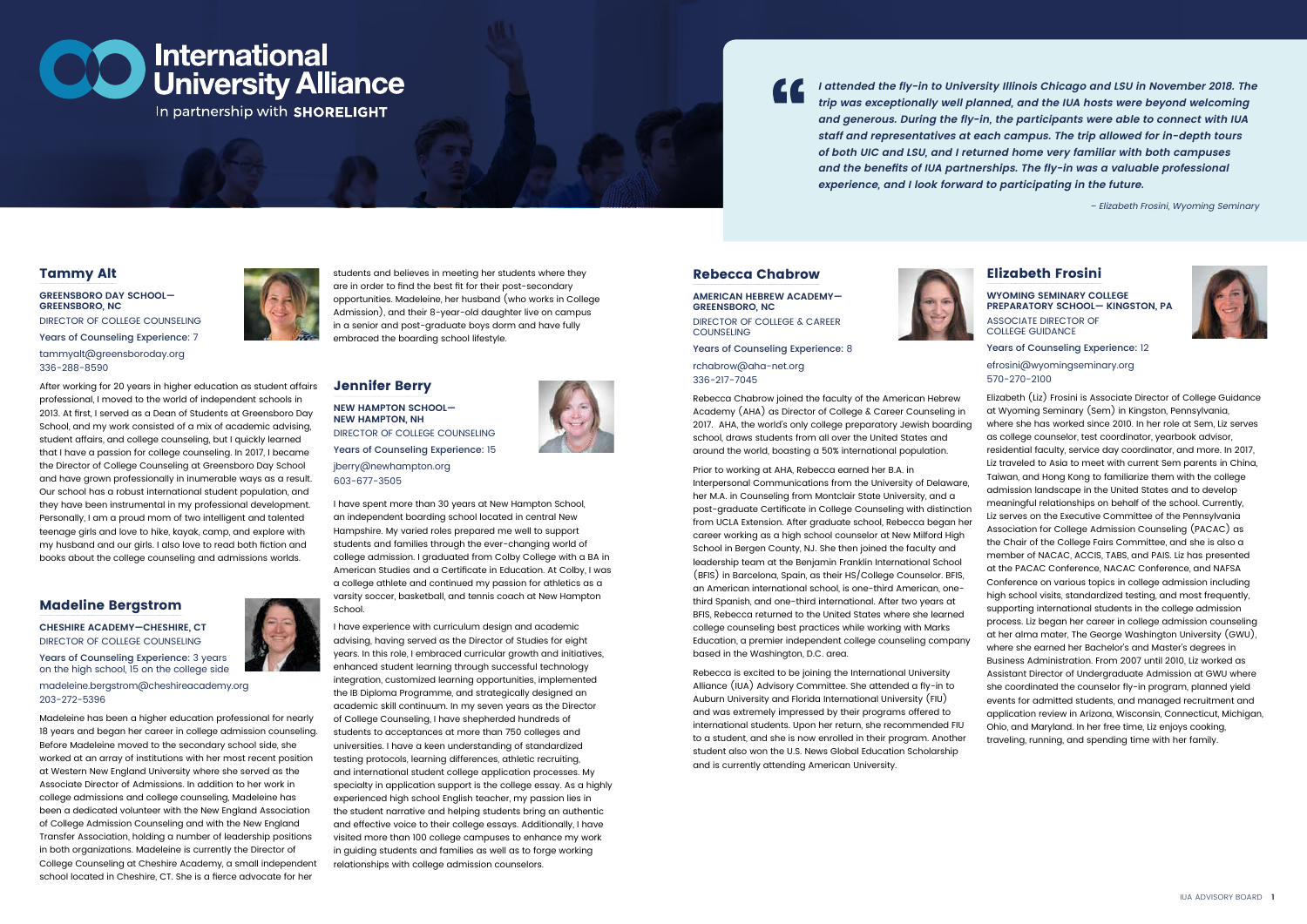# International University Alliance

In partnership with **SHORELIGHT**

> *I attended the fly-in to University Illinois Chicago and LSU in November 2018. The trip was exceptionally well planned, and the IUA hosts were beyond welcoming and generous. During the fly-in, the participants were able to connect with IUA staff and representatives at each campus. The trip allowed for in-depth tours of both UIC and LSU, and I returned home very familiar with both campuses and the benefits of IUA partnerships. The fly-in was a valuable professional experience, and I look forward to participating in the future.*
>
> *– Elizabeth Frosini, Wyoming Seminary*

## Tammy Alt

**GREENSBORO DAY SCHOOL— GREENSBORO, NC**
DIRECTOR OF COLLEGE COUNSELING
Years of Counseling Experience: 7
tammyalt@greensboroday.org
336-288-8590

After working for 20 years in higher education as student affairs professional, I moved to the world of independent schools in 2013. At first, I served as a Dean of Students at Greensboro Day School, and my work consisted of a mix of academic advising, student affairs, and college counseling, but I quickly learned that I have a passion for college counseling. In 2017, I became the Director of College Counseling at Greensboro Day School and have grown professionally in innumerable ways as a result. Our school has a robust international student population, and they have been instrumental in my professional development. Personally, I am a proud mom of two intelligent and talented teenage girls and love to hike, kayak, camp, and explore with my husband and our girls. I also love to read both fiction and books about the college counseling and admissions worlds.

## Madeline Bergstrom

**CHESHIRE ACADEMY—CHESHIRE, CT**
DIRECTOR OF COLLEGE COUNSELING
Years of Counseling Experience: 3 years on the high school, 15 on the college side
madeline.bergstrom@cheshireacademy.org
203-272-5396

Madeline has been a higher education professional for nearly 18 years and began her career in college admission counseling. Before Madeline moved to the secondary school side, she worked at an array of institutions with her most recent position at Western New England University where she served as the Associate Director of Admissions. In addition to her work in college admissions and college counseling, Madeline has been a dedicated volunteer with the New England Association of College Admission Counseling and with the New England Transfer Association, holding a number of leadership positions in both organizations. Madeline is currently the Director of College Counseling at Cheshire Academy, a small independent school located in Cheshire, CT. She is a fierce advocate for her students and believes in meeting her students where they are in order to find the best fit for their post-secondary opportunities. Madeline, her husband (who works in College Admission), and their 8-year-old daughter live on campus in a senior and post-graduate boys dorm and have fully embraced the boarding school lifestyle.

## Jennifer Berry

**NEW HAMPTON SCHOOL— NEW HAMPTON, NH**
DIRECTOR OF COLLEGE COUNSELING
Years of Counseling Experience: 15
jberry@newhampton.org
603-677-3505

I have spent more than 30 years at New Hampton School, an independent boarding school located in central New Hampshire. My varied roles prepared me well to support students and families through the ever-changing world of college admission. I graduated from Colby College with a BA in American Studies and a Certificate in Education. At Colby, I was a college athlete and continued my passion for athletics as a varsity soccer, basketball, and tennis coach at New Hampton School.

I have experience with curriculum design and academic advising, having served as the Director of Studies for eight years. In this role, I embraced curricular growth and initiatives, enhanced student learning through successful technology integration, customized learning opportunities, implemented the IB Diploma Programme, and strategically designed an academic skill continuum. In my seven years as the Director of College Counseling, I have shepherded hundreds of students to acceptances at more than 750 colleges and universities. I have a keen understanding of standardized testing protocols, learning differences, athletic recruiting, and international student college application processes. My specialty in application support is the college essay. As a highly experienced high school English teacher, my passion lies in the student narrative and helping students bring an authentic and effective voice to their college essays. Additionally, I have visited more than 100 college campuses to enhance my work in guiding students and families as well as to forge working relationships with college admission counselors.

## Rebecca Chabrow

**AMERICAN HEBREW ACADEMY— GREENSBORO, NC**
DIRECTOR OF COLLEGE & CAREER COUNSELING
Years of Counseling Experience: 8
rchabrow@aha-net.org
336-217-7045

Rebecca Chabrow joined the faculty of the American Hebrew Academy (AHA) as Director of College & Career Counseling in 2017. AHA, the world's only college preparatory Jewish boarding school, draws students from all over the United States and around the world, boasting a 50% international population.

Prior to working at AHA, Rebecca earned her B.A. in Interpersonal Communications from the University of Delaware, her M.A. in Counseling from Montclair State University, and a post-graduate Certificate in College Counseling with distinction from UCLA Extension. After graduate school, Rebecca began her career working as a high school counselor at New Milford High School in Bergen County, NJ. She then joined the faculty and leadership team at the Benjamin Franklin International School (BFIS) in Barcelona, Spain, as their HS/College Counselor. BFIS, an American international school, is one-third American, one-third Spanish, and one-third international. After two years at BFIS, Rebecca returned to the United States where she learned college counseling best practices while working with Marks Education, a premier independent college counseling company based in the Washington, D.C. area.

Rebecca is excited to be joining the International University Alliance (IUA) Advisory Committee. She attended a fly-in to Auburn University and Florida International University (FIU) and was extremely impressed by their programs offered to international students. Upon her return, she recommended FIU to a student, and she is now enrolled in their program. Another student also won the U.S. News Global Education Scholarship and is currently attending American University.

## Elizabeth Frosini

**WYOMING SEMINARY COLLEGE PREPARATORY SCHOOL— KINGSTON, PA**
ASSOCIATE DIRECTOR OF COLLEGE GUIDANCE
Years of Counseling Experience: 12
efrosini@wyomingseminary.org
570-270-2100

Elizabeth (Liz) Frosini is Associate Director of College Guidance at Wyoming Seminary (Sem) in Kingston, Pennsylvania, where she has worked since 2010. In her role at Sem, Liz serves as college counselor, test coordinator, yearbook advisor, residential faculty, service day coordinator, and more. In 2017, Liz traveled to Asia to meet with current Sem parents in China, Taiwan, and Hong Kong to familiarize them with the college admission landscape in the United States and to develop meaningful relationships on behalf of the school. Currently, Liz serves on the Executive Committee of the Pennsylvania Association for College Admission Counseling (PACAC) as the Chair of the College Fairs Committee, and she is also a member of NACAC, ACCIS, TABS, and PAIS. Liz has presented at the PACAC Conference, NACAC Conference, and NAFSA Conference on various topics in college admission including high school visits, standardized testing, and most frequently, supporting international students in the college admission process. Liz began her career in college admission counseling at her alma mater, The George Washington University (GWU), where she earned her Bachelor's and Master's degrees in Business Administration. From 2007 until 2010, Liz worked as Assistant Director of Undergraduate Admission at GWU where she coordinated the counselor fly-in program, planned yield events for admitted students, and managed recruitment and application review in Arizona, Wisconsin, Connecticut, Michigan, Ohio, and Maryland. In her free time, Liz enjoys cooking, traveling, running, and spending time with her family.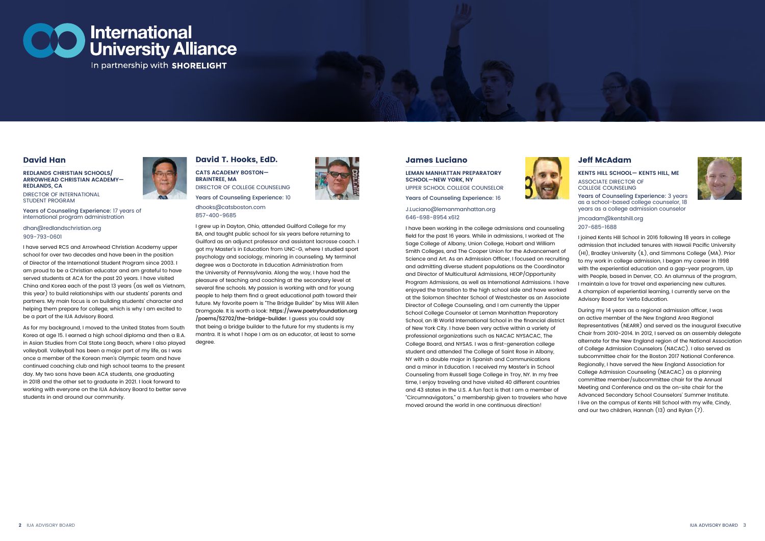# International University Alliance

In partnership with **SHORELIGHT**

## David Han

**REDLANDS CHRISTIAN SCHOOLS/ ARROWHEAD CHRISTIAN ACADEMY—REDLANDS, CA**

DIRECTOR OF INTERNATIONAL STUDENT PROGRAM

Years of Counseling Experience: 17 years of international program administration

dhan@redlandschristian.org

909-793-0601

I have served RCS and Arrowhead Christian Academy upper school for over two decades and have been in the position of Director of the International Student Program since 2003. I am proud to be a Christian educator and am grateful to have served students at ACA for the past 20 years. I have visited China and Korea each of the past 13 years (as well as Vietnam, this year) to build relationships with our students' parents and partners. My main focus is on building students' character and helping them prepare for college, which is why I am excited to be a part of the IUA Advisory Board.

As for my background, I moved to the United States from South Korea at age 15. I earned a high school diploma and then a B.A. in Asian Studies from Cal State Long Beach, where I also played volleyball. Volleyball has been a major part of my life, as I was once a member of the Korean men's Olympic team and have continued coaching club and high school teams to the present day. My two sons have been ACA students, one graduating in 2018 and the other set to graduate in 2021. I look forward to working with everyone on the IUA Advisory Board to better serve students in and around our community.

## David T. Hooks, EdD.

**CATS ACADEMY BOSTON—BRAINTREE, MA**

DIRECTOR OF COLLEGE COUNSELING

Years of Counseling Experience: 10

dhooks@catsboston.com

857-400-9685

I grew up in Dayton, Ohio, attended Guilford College for my BA, and taught public school for six years before returning to Guilford as an adjunct professor and assistant lacrosse coach. I got my Master's in Education from UNC-G, where I studied sport psychology and sociology, minoring in counseling. My terminal degree was a Doctorate in Education Administration from the University of Pennsylvania. Along the way, I have had the pleasure of teaching and coaching at the secondary level at several fine schools. My passion is working with and for young people to help them find a great educational path toward their future. My favorite poem is "The Bridge Builder" by Miss Will Allen Dromgoole. It is worth a look: **https://www.poetryfoundation.org/poems/52702/the-bridge-builder**. I guess you could say that being a bridge builder to the future for my students is my mantra. It is what I hope I am as an educator, at least to some degree.

## James Luciano

**LEMAN MANHATTAN PREPARATORY SCHOOL—NEW YORK, NY**

UPPER SCHOOL COLLEGE COUNSELOR

Years of Counseling Experience: 16

J.Luciano@lemanmanhattan.org

646-698-8954 x612

I have been working in the college admissions and counseling field for the past 16 years. While in admissions, I worked at The Sage College of Albany, Union College, Hobart and William Smith Colleges, and The Cooper Union for the Advancement of Science and Art. As an Admission Officer, I focused on recruiting and admitting diverse student populations as the Coordinator and Director of Multicultural Admissions, HEOP/Opportunity Program Admissions, as well as International Admissions. I have enjoyed the transition to the high school side and have worked at the Solomon Shechter School of Westchester as an Associate Director of College Counseling, and I am currently the Upper School College Counselor at Leman Manhattan Preparatory School, an IB World International School in the financial district of New York City. I have been very active within a variety of professional organizations such as NACAC NYSACAC, The College Board, and NYSAS. I was a first-generation college student and attended The College of Saint Rose in Albany, NY with a double major in Spanish and Communications and a minor in Education. I received my Master's in School Counseling from Russell Sage College in Troy, NY. In my free time, I enjoy traveling and have visited 40 different countries and 43 states in the U.S. A fun fact is that I am a member of "Circumnavigators," a membership given to travelers who have moved around the world in one continuous direction!

## Jeff McAdam

**KENTS HILL SCHOOL— KENTS HILL, ME**

ASSOCIATE DIRECTOR OF COLLEGE COUNSELING

Years of Counseling Experience: 3 years as a school-based college counselor, 18 years as a college admission counselor

jmcadam@kentshill.org

207-685-1688

I joined Kents Hill School in 2016 following 18 years in college admission that included tenures with Hawaii Pacific University (HI), Bradley University (IL), and Simmons College (MA). Prior to my work in college admission, I began my career in 1998 with the experiential education and a gap-year program, Up with People, based in Denver, CO. An alumnus of the program, I maintain a love for travel and experiencing new cultures. A champion of experiential learning, I currently serve on the Advisory Board for Verto Education.

During my 14 years as a regional admission officer, I was an active member of the New England Area Regional Representatives (NEARR) and served as the inaugural Executive Chair from 2010-2014. In 2012, I served as an assembly delegate alternate for the New England region of the National Association of College Admission Counselors (NACAC). I also served as subcommittee chair for the Boston 2017 National Conference. Regionally, I have served the New England Association for College Admission Counseling (NEACAC) as a planning committee member/subcommittee chair for the Annual Meeting and Conference and as the on-site chair for the Advanced Secondary School Counselors' Summer Institute. I live on the campus of Kents Hill School with my wife, Cindy, and our two children, Hannah (13) and Rylan (7).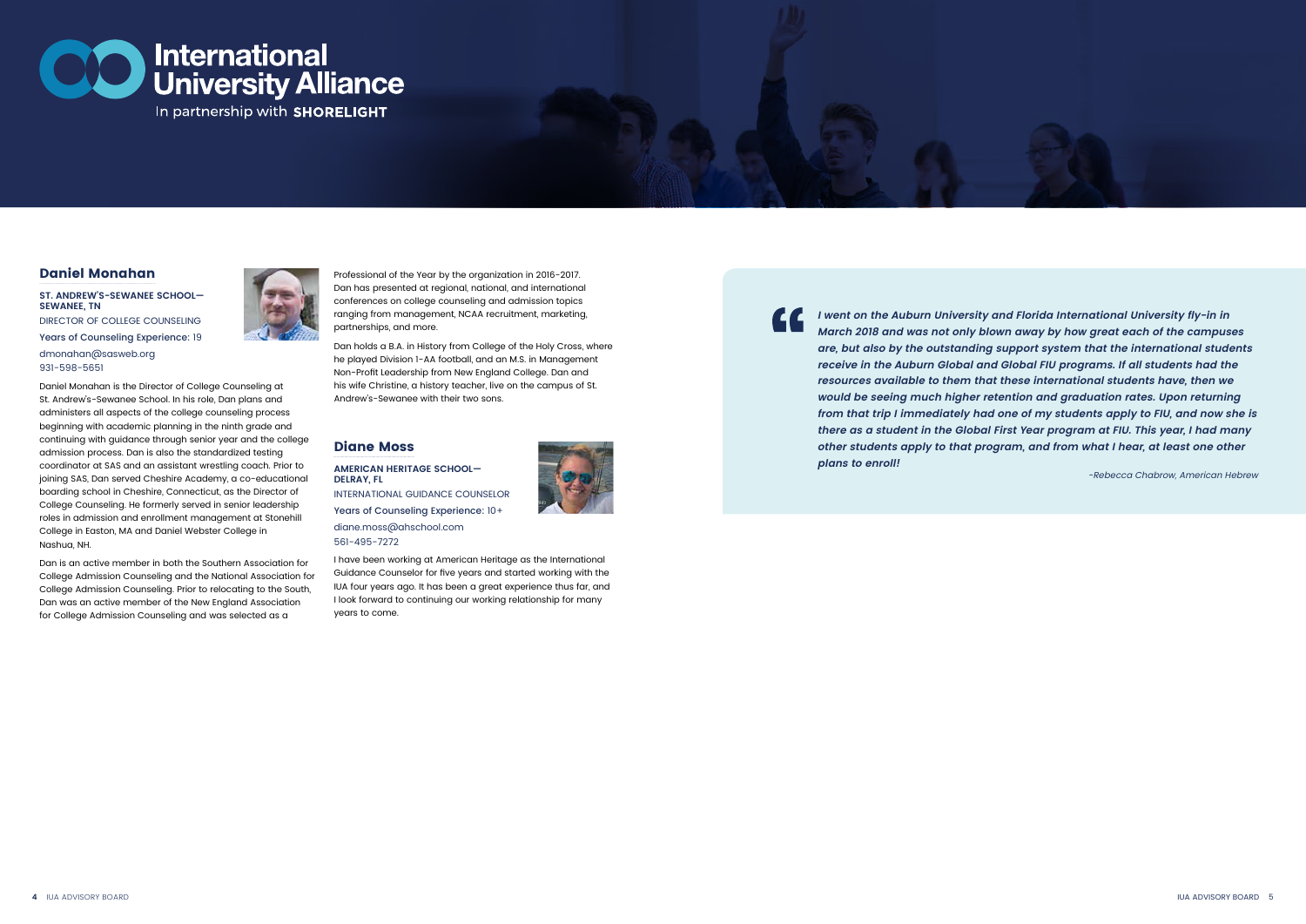# International University Alliance

In partnership with **SHORELIGHT**

## Daniel Monahan

**ST. ANDREW'S-SEWANEE SCHOOL—SEWANEE, TN**

DIRECTOR OF COLLEGE COUNSELING

Years of Counseling Experience: 19

dmonahan@sasweb.org

931-598-5651

Daniel Monahan is the Director of College Counseling at St. Andrew's-Sewanee School. In his role, Dan plans and administers all aspects of the college counseling process beginning with academic planning in the ninth grade and continuing with guidance through senior year and the college admission process. Dan is also the standardized testing coordinator at SAS and an assistant wrestling coach. Prior to joining SAS, Dan served Cheshire Academy, a co-educational boarding school in Cheshire, Connecticut, as the Director of College Counseling. He formerly served in senior leadership roles in admission and enrollment management at Stonehill College in Easton, MA and Daniel Webster College in Nashua, NH.

Dan is an active member in both the Southern Association for College Admission Counseling and the National Association for College Admission Counseling. Prior to relocating to the South, Dan was an active member of the New England Association for College Admission Counseling and was selected as a Professional of the Year by the organization in 2016-2017. Dan has presented at regional, national, and international conferences on college counseling and admission topics ranging from management, NCAA recruitment, marketing, partnerships, and more.

Dan holds a B.A. in History from College of the Holy Cross, where he played Division 1-AA football, and an M.S. in Management Non-Profit Leadership from New England College. Dan and his wife Christine, a history teacher, live on the campus of St. Andrew's-Sewanee with their two sons.

## Diane Moss

**AMERICAN HERITAGE SCHOOL—DELRAY, FL**

INTERNATIONAL GUIDANCE COUNSELOR

Years of Counseling Experience: 10+

diane.moss@ahschool.com

561-495-7272

I have been working at American Heritage as the International Guidance Counselor for five years and started working with the IUA four years ago. It has been a great experience thus far, and I look forward to continuing our working relationship for many years to come.

> ***I went on the Auburn University and Florida International University fly-in in March 2018 and was not only blown away by how great each of the campuses are, but also by the outstanding support system that the international students receive in the Auburn Global and Global FIU programs. If all students had the resources available to them that these international students have, then we would be seeing much higher retention and graduation rates. Upon returning from that trip I immediately had one of my students apply to FIU, and now she is there as a student in the Global First Year program at FIU. This year, I had many other students apply to that program, and from what I hear, at least one other plans to enroll!***
>
> *-Rebecca Chabrow, American Hebrew*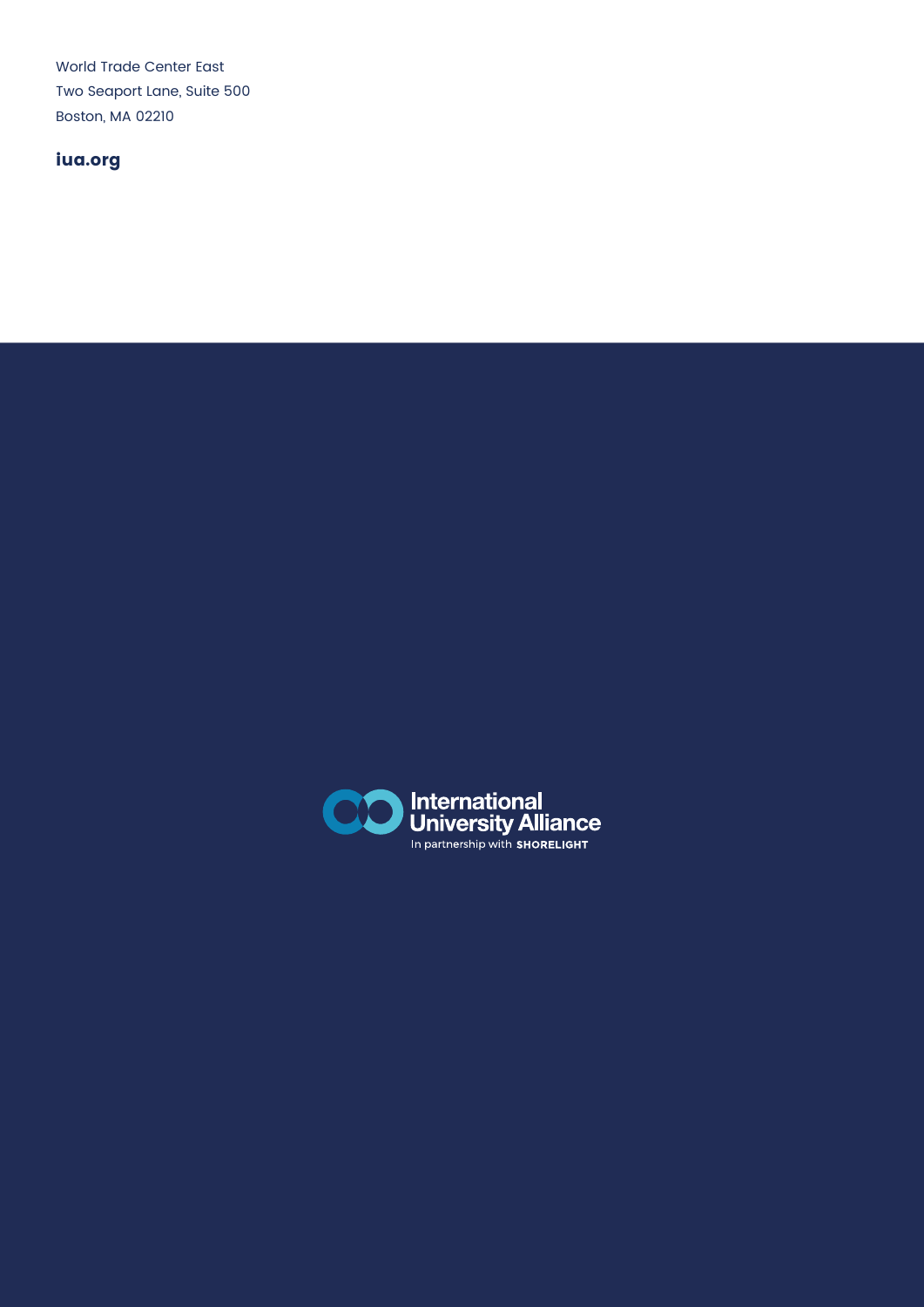World Trade Center East
Two Seaport Lane, Suite 500
Boston, MA 02210

**iua.org**

International University Alliance
In partnership with SHORELIGHT